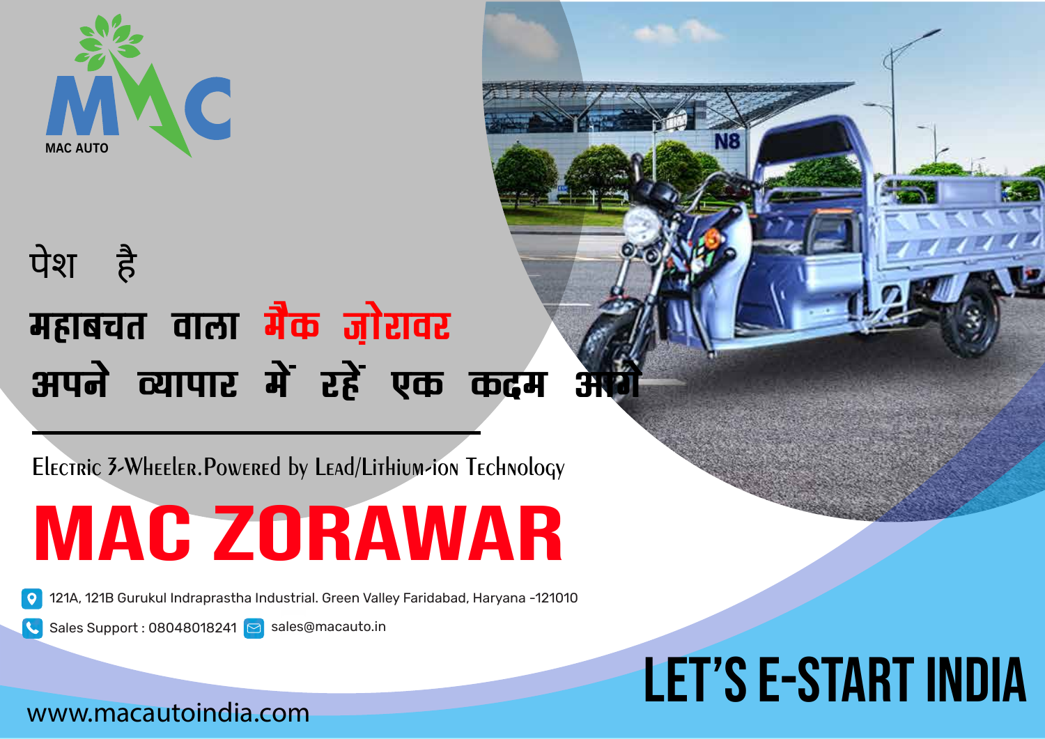MAC AUTO

पेश है

## महाबचत वाला **मैक ज़ोरावर**

## अपने व्यापार में रहें एक कदम आगे

Electric 3-Wheeler.Powered by Lead/Lithium-ion Technology

# MAC ZORAWAR

121A, 121B Gurukul Indraprastha Industrial. Green Valley Faridabad, Haryana -121010

Sales Support : 08048018241 sales@macauto.in

www.macautoindia.com

## LET'S E-START INDIA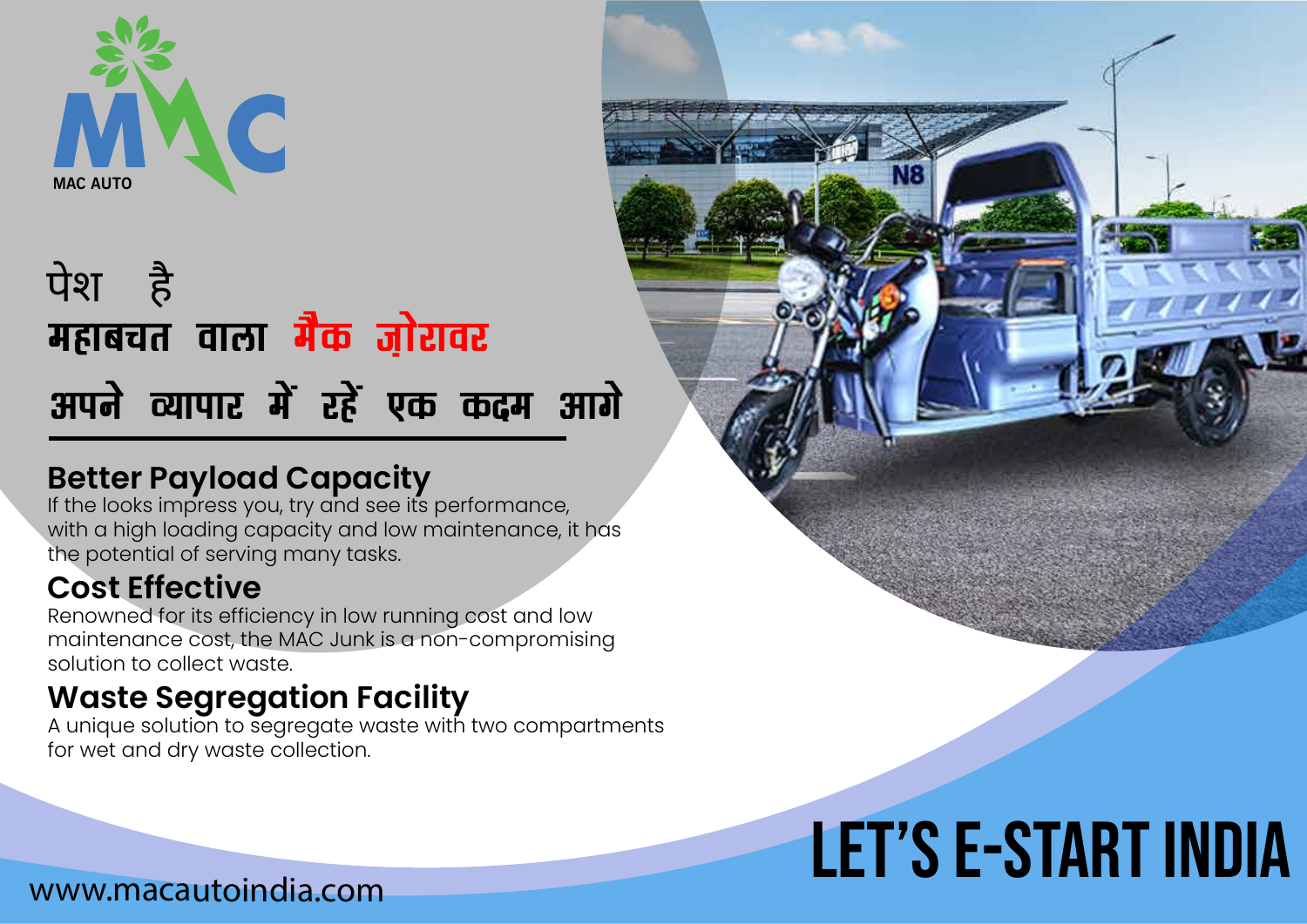MAC AUTO

# पेश है
# महाबचत वाला मैक ज़ोरावर
## अपने व्यापार में रहें एक कदम आगे

### Better Payload Capacity
If the looks impress you, try and see its performance, with a high loading capacity and low maintenance, it has the potential of serving many tasks.

### Cost Effective
Renowned for its efficiency in low running cost and low maintenance cost, the MAC Junk is a non-compromising solution to collect waste.

### Waste Segregation Facility
A unique solution to segregate waste with two compartments for wet and dry waste collection.

www.macautoindia.com

**LET'S E-START INDIA**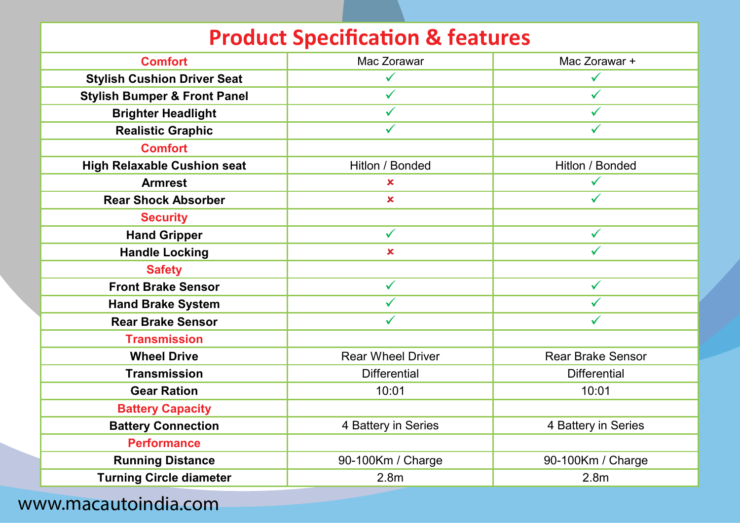# Product Specification & features

| Comfort | Mac Zorawar | Mac Zorawar + |
|---|---|---|
| **Stylish Cushion Driver Seat** | ✓ | ✓ |
| **Stylish Bumper & Front Panel** | ✓ | ✓ |
| **Brighter Headlight** | ✓ | ✓ |
| **Realistic Graphic** | ✓ | ✓ |
| **Comfort** | | |
| **High Relaxable Cushion seat** | Hitlon / Bonded | Hitlon / Bonded |
| **Armrest** | ✗ | ✓ |
| **Rear Shock Absorber** | ✗ | ✓ |
| **Security** | | |
| **Hand Gripper** | ✓ | ✓ |
| **Handle Locking** | ✗ | ✓ |
| **Safety** | | |
| **Front Brake Sensor** | ✓ | ✓ |
| **Hand Brake System** | ✓ | ✓ |
| **Rear Brake Sensor** | ✓ | ✓ |
| **Transmission** | | |
| **Wheel Drive** | Rear Wheel Driver | Rear Brake Sensor |
| **Transmission** | Differential | Differential |
| **Gear Ration** | 10:01 | 10:01 |
| **Battery Capacity** | | |
| **Battery Connection** | 4 Battery in Series | 4 Battery in Series |
| **Performance** | | |
| **Running Distance** | 90-100Km / Charge | 90-100Km / Charge |
| **Turning Circle diameter** | 2.8m | 2.8m |

www.macautoindia.com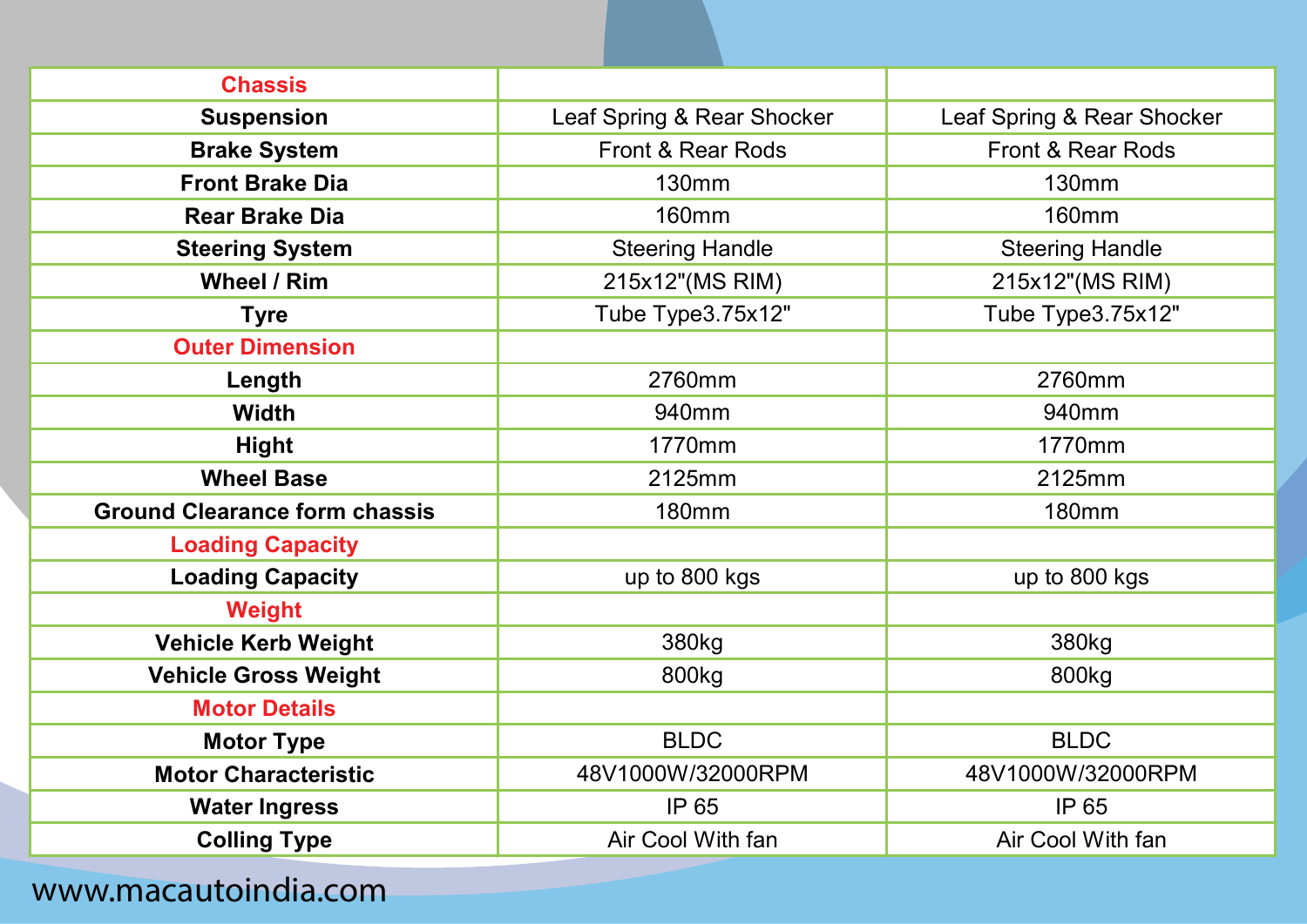| Chassis | | |
|---|---|---|
| **Suspension** | Leaf Spring & Rear Shocker | Leaf Spring & Rear Shocker |
| **Brake System** | Front & Rear Rods | Front & Rear Rods |
| **Front Brake Dia** | 130mm | 130mm |
| **Rear Brake Dia** | 160mm | 160mm |
| **Steering System** | Steering Handle | Steering Handle |
| **Wheel / Rim** | 215x12"(MS RIM) | 215x12"(MS RIM) |
| **Tyre** | Tube Type3.75x12" | Tube Type3.75x12" |
| **Outer Dimension** | | |
| **Length** | 2760mm | 2760mm |
| **Width** | 940mm | 940mm |
| **Hight** | 1770mm | 1770mm |
| **Wheel Base** | 2125mm | 2125mm |
| **Ground Clearance form chassis** | 180mm | 180mm |
| **Loading Capacity** | | |
| **Loading Capacity** | up to 800 kgs | up to 800 kgs |
| **Weight** | | |
| **Vehicle Kerb Weight** | 380kg | 380kg |
| **Vehicle Gross Weight** | 800kg | 800kg |
| **Motor Details** | | |
| **Motor Type** | BLDC | BLDC |
| **Motor Characteristic** | 48V1000W/32000RPM | 48V1000W/32000RPM |
| **Water Ingress** | IP 65 | IP 65 |
| **Colling Type** | Air Cool With fan | Air Cool With fan |

www.macautoindia.com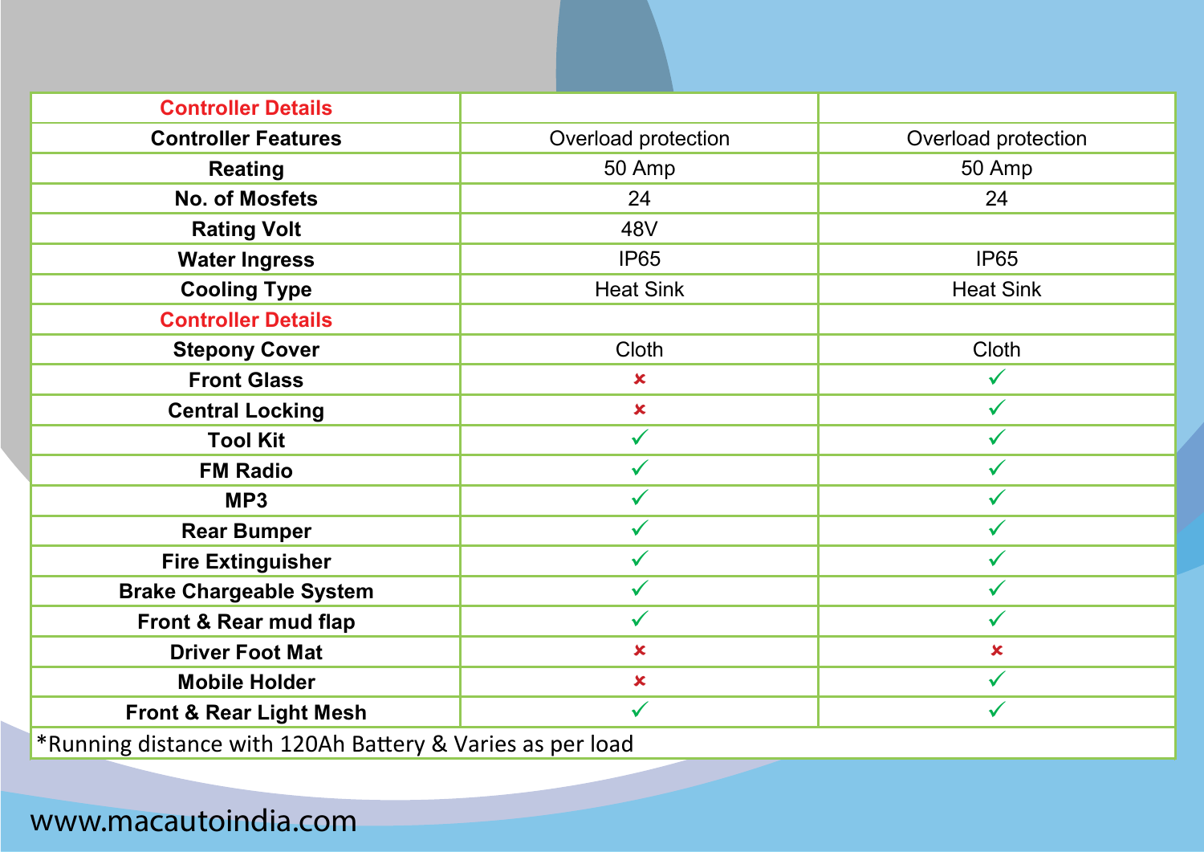| Controller Details | | |
|---|---|---|
| Controller Features | Overload protection | Overload protection |
| Reating | 50 Amp | 50 Amp |
| No. of Mosfets | 24 | 24 |
| Rating Volt | 48V | |
| Water Ingress | IP65 | IP65 |
| Cooling Type | Heat Sink | Heat Sink |
| Controller Details | | |
| Stepony Cover | Cloth | Cloth |
| Front Glass | ✘ | ✓ |
| Central Locking | ✘ | ✓ |
| Tool Kit | ✓ | ✓ |
| FM Radio | ✓ | ✓ |
| MP3 | ✓ | ✓ |
| Rear Bumper | ✓ | ✓ |
| Fire Extinguisher | ✓ | ✓ |
| Brake Chargeable System | ✓ | ✓ |
| Front & Rear mud flap | ✓ | ✓ |
| Driver Foot Mat | ✘ | ✘ |
| Mobile Holder | ✘ | ✓ |
| Front & Rear Light Mesh | ✓ | ✓ |

*Running distance with 120Ah Battery & Varies as per load

www.macautoindia.com